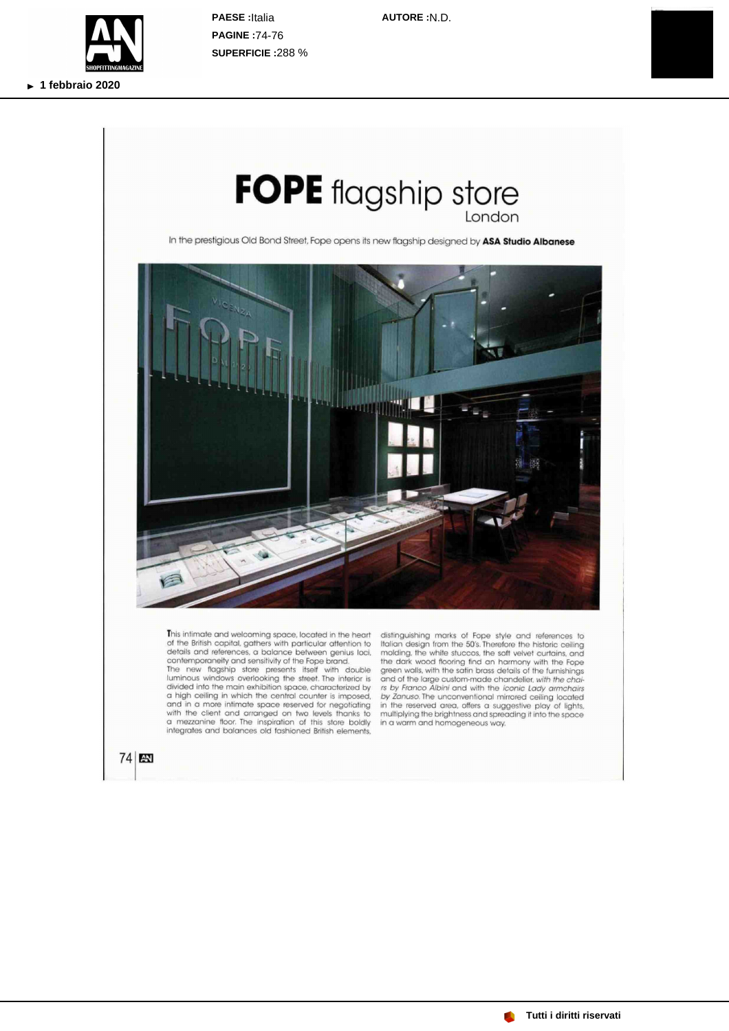# FOPE flagship store
London

In the prestigious Old Bond Street, Fope opens its new flagship designed by **ASA Studio Albanese**

This intimate and welcoming space, located in the heart of the British capital, gathers with particular attention to details and references, a balance between genius loci, contemporaneity and sensitivity of the Fope brand.
The new flagship store presents itself with double luminous windows overlooking the street. The interior is divided into the main exhibition space, characterized by a high ceiling in which the central counter is imposed, and in a more intimate space reserved for negotiating with the client and arranged on two levels thanks to a mezzanine floor. The inspiration of this store boldly integrates and balances old fashioned British elements, distinguishing marks of Fope style and references to Italian design from the 50's. Therefore the historic ceiling molding, the white stuccos, the soft velvet curtains, and the dark wood flooring find an harmony with the Fope green walls, with the satin brass details of the furnishings and of the large custom-made chandelier, *with the chairs by Franco Albini* and with the *iconic Lady armchairs by Zanuso*. The unconventional mirrored ceiling located in the reserved area, offers a suggestive play of lights, multiplying the brightness and spreading it into the space in a warm and homogeneous way.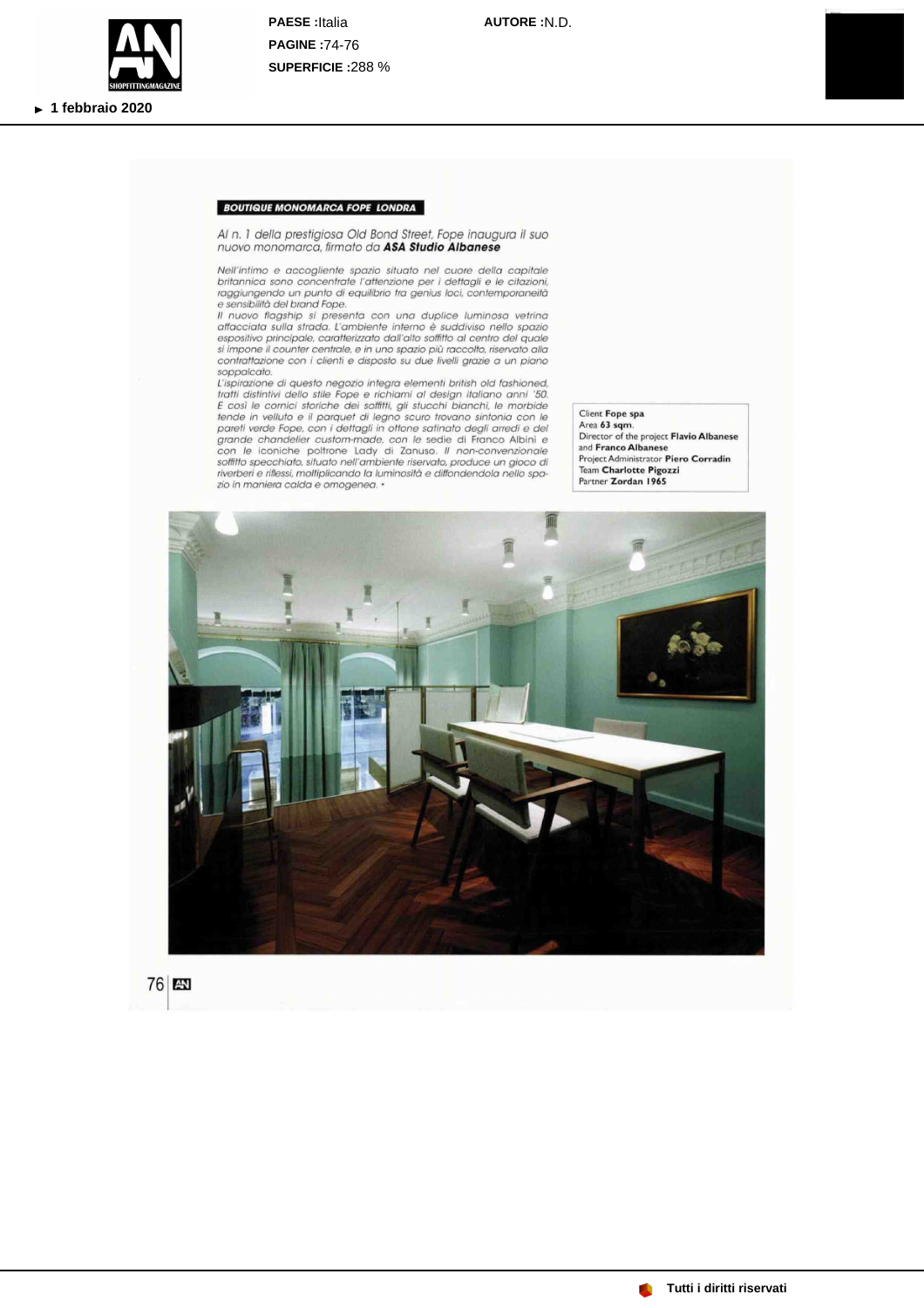**BOUTIQUE MONOMARCA FOPE LONDRA**

*Al n. 1 della prestigiosa Old Bond Street, Fope inaugura il suo nuovo monomarca, firmato da* ***ASA Studio Albanese***

*Nell'intimo e accogliente spazio situato nel cuore della capitale britannica sono concentrate l'attenzione per i dettagli e le citazioni, raggiungendo un punto di equilibrio tra genius loci, contemporaneità e sensibilità del brand Fope.*
*Il nuovo flagship si presenta con una duplice luminosa vetrina affacciata sulla strada. L'ambiente interno è suddiviso nello spazio espositivo principale, caratterizzato dall'alto soffitto al centro del quale si impone il counter centrale, e in uno spazio più raccolto, riservato alla contrattazione con i clienti e disposto su due livelli grazie a un piano soppalcato.*
*L'ispirazione di questo negozio integra elementi british old fashioned, tratti distintivi dello stile Fope e richiami al design italiano anni '50. E così le cornici storiche dei soffitti, gli stucchi bianchi, le morbide tende in velluto e il parquet di legno scuro trovano sintonia con le pareti verde Fope, con i dettagli in ottone satinato degli arredi e del grande chandelier custom-made, con le sedie di Franco Albini e con le iconiche poltrone Lady di Zanuso. Il non-convenzionale soffitto specchiato, situato nell'ambiente riservato, produce un gioco di riverberi e riflessi, moltiplicando la luminosità e diffondendola nello spazio in maniera calda e omogenea.* •

Client **Fope spa**
Area **63 sqm.**
Director of the project **Flavio Albanese** and **Franco Albanese**
Project Administrator **Piero Corradin**
Team **Charlotte Pigozzi**
Partner **Zordan 1965**